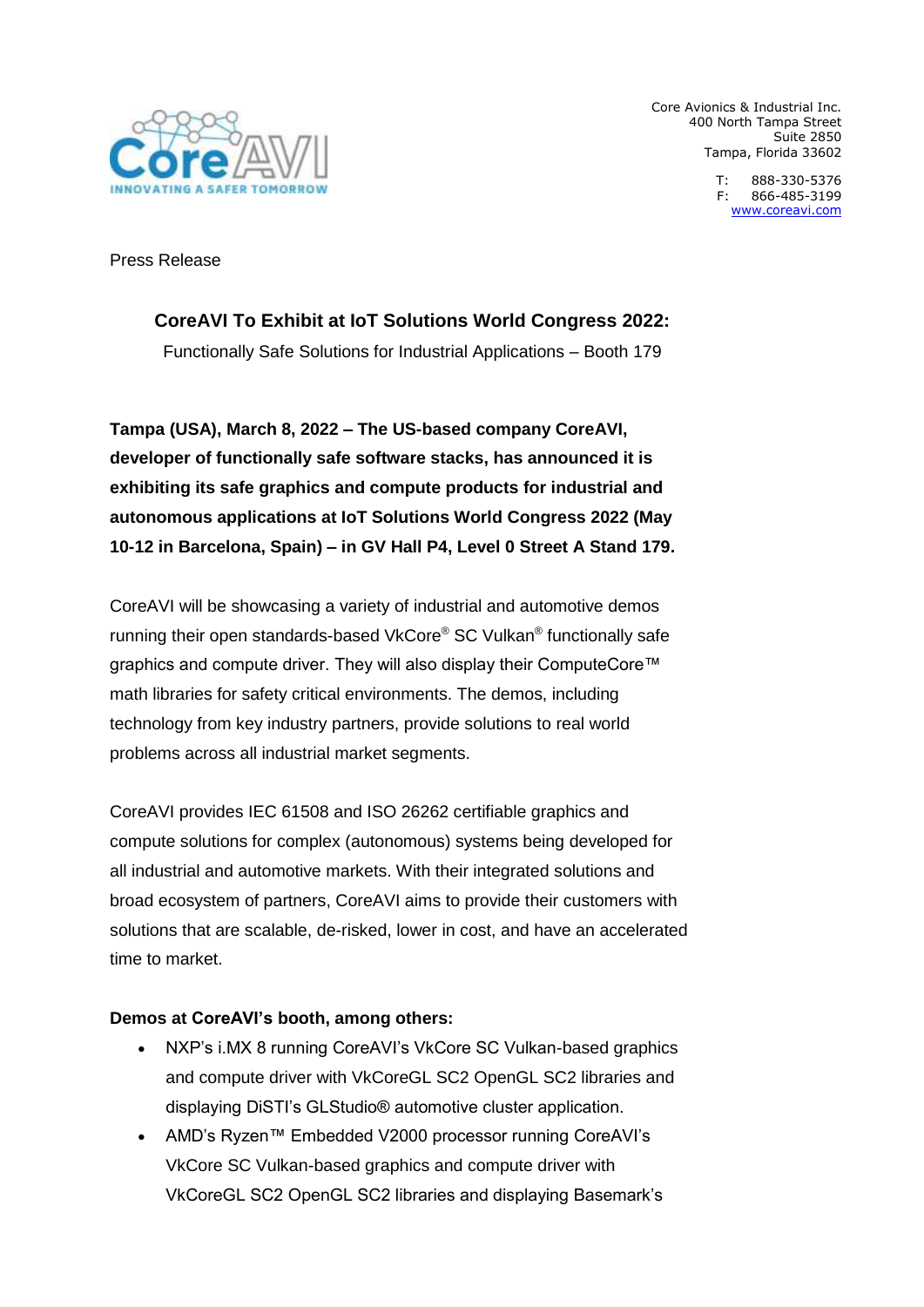Core Avionics & Industrial Inc.
400 North Tampa Street
Suite 2850
Tampa, Florida 33602

T: 888-330-5376
F: 866-485-3199
www.coreavi.com

Press Release

## CoreAVI To Exhibit at IoT Solutions World Congress 2022:

Functionally Safe Solutions for Industrial Applications – Booth 179

**Tampa (USA), March 8, 2022 – The US-based company CoreAVI, developer of functionally safe software stacks, has announced it is exhibiting its safe graphics and compute products for industrial and autonomous applications at IoT Solutions World Congress 2022 (May 10-12 in Barcelona, Spain) – in GV Hall P4, Level 0 Street A Stand 179.**

CoreAVI will be showcasing a variety of industrial and automotive demos running their open standards-based VkCore® SC Vulkan® functionally safe graphics and compute driver. They will also display their ComputeCore™ math libraries for safety critical environments. The demos, including technology from key industry partners, provide solutions to real world problems across all industrial market segments.

CoreAVI provides IEC 61508 and ISO 26262 certifiable graphics and compute solutions for complex (autonomous) systems being developed for all industrial and automotive markets. With their integrated solutions and broad ecosystem of partners, CoreAVI aims to provide their customers with solutions that are scalable, de-risked, lower in cost, and have an accelerated time to market.

**Demos at CoreAVI's booth, among others:**

- NXP's i.MX 8 running CoreAVI's VkCore SC Vulkan-based graphics and compute driver with VkCoreGL SC2 OpenGL SC2 libraries and displaying DiSTI's GLStudio® automotive cluster application.
- AMD's Ryzen™ Embedded V2000 processor running CoreAVI's VkCore SC Vulkan-based graphics and compute driver with VkCoreGL SC2 OpenGL SC2 libraries and displaying Basemark's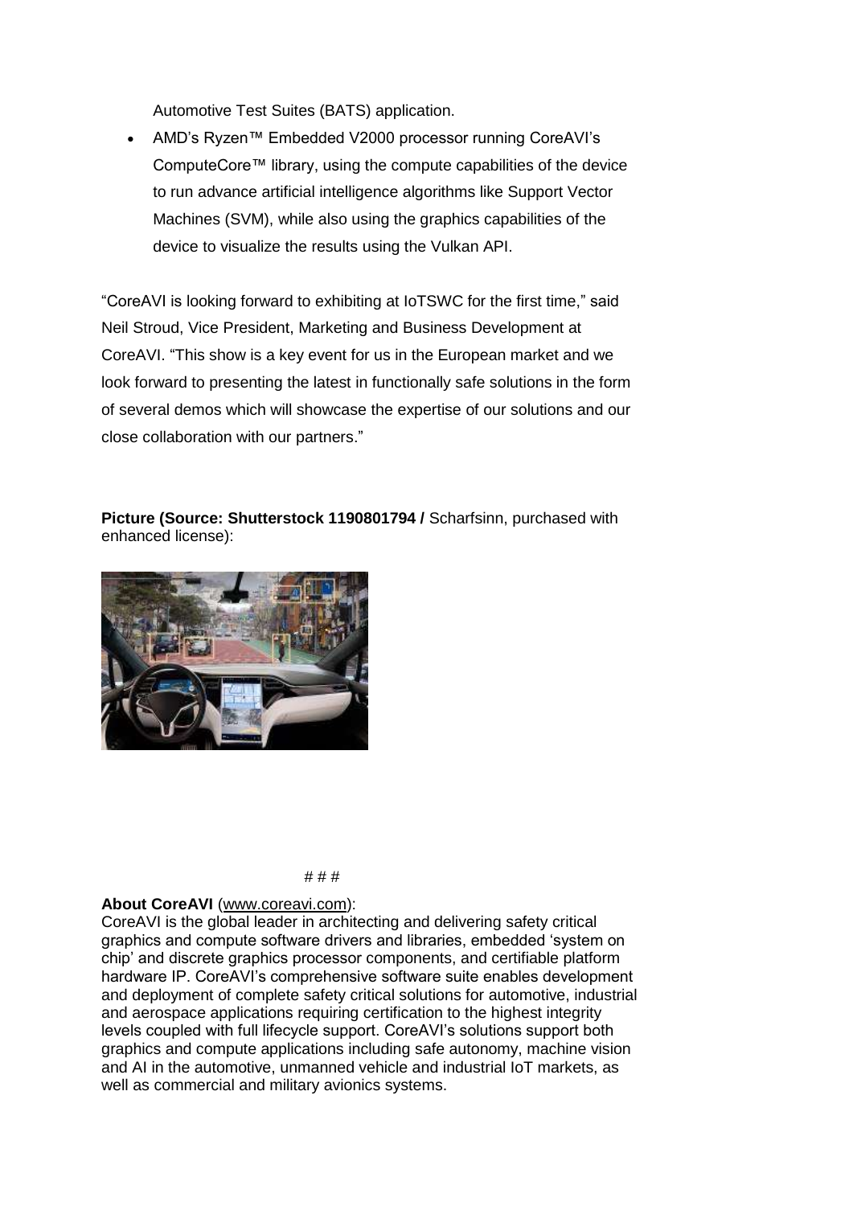Automotive Test Suites (BATS) application.

- AMD's Ryzen™ Embedded V2000 processor running CoreAVI's ComputeCore™ library, using the compute capabilities of the device to run advance artificial intelligence algorithms like Support Vector Machines (SVM), while also using the graphics capabilities of the device to visualize the results using the Vulkan API.

"CoreAVI is looking forward to exhibiting at IoTSWC for the first time," said Neil Stroud, Vice President, Marketing and Business Development at CoreAVI. "This show is a key event for us in the European market and we look forward to presenting the latest in functionally safe solutions in the form of several demos which will showcase the expertise of our solutions and our close collaboration with our partners."

**Picture (Source: Shutterstock 1190801794 /** Scharfsinn, purchased with enhanced license):

# # #

**About CoreAVI** (www.coreavi.com):
CoreAVI is the global leader in architecting and delivering safety critical graphics and compute software drivers and libraries, embedded 'system on chip' and discrete graphics processor components, and certifiable platform hardware IP. CoreAVI's comprehensive software suite enables development and deployment of complete safety critical solutions for automotive, industrial and aerospace applications requiring certification to the highest integrity levels coupled with full lifecycle support. CoreAVI's solutions support both graphics and compute applications including safe autonomy, machine vision and AI in the automotive, unmanned vehicle and industrial IoT markets, as well as commercial and military avionics systems.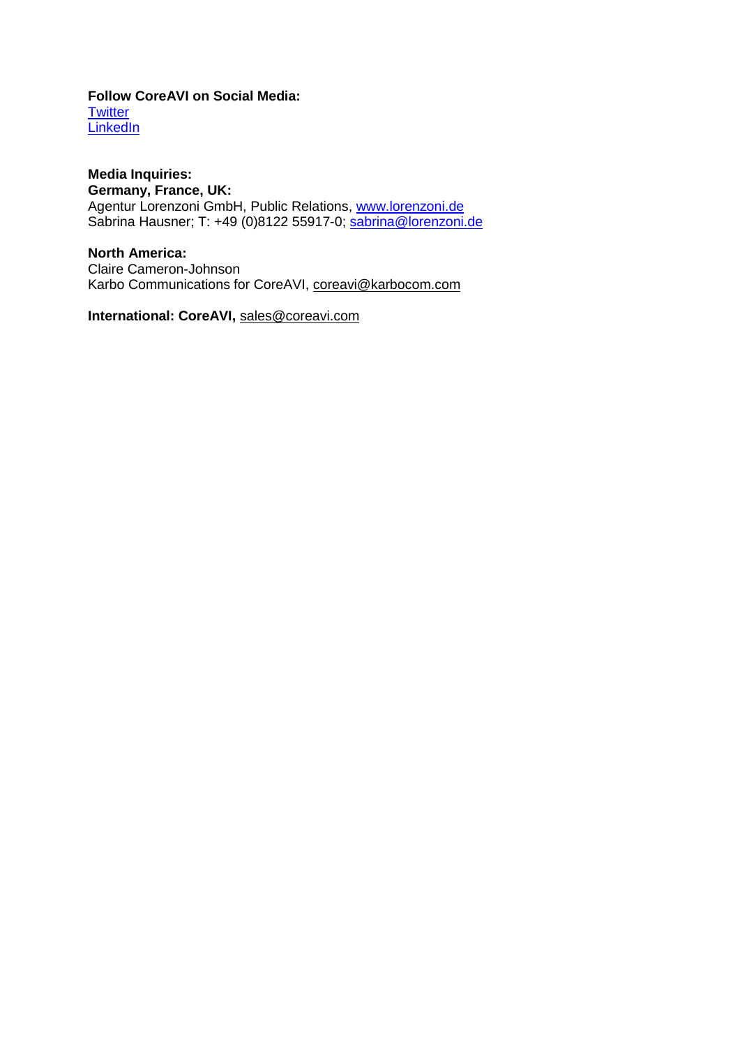**Follow CoreAVI on Social Media:**
Twitter
LinkedIn

**Media Inquiries:**
**Germany, France, UK:**
Agentur Lorenzoni GmbH, Public Relations, www.lorenzoni.de
Sabrina Hausner; T: +49 (0)8122 55917-0; sabrina@lorenzoni.de

**North America:**
Claire Cameron-Johnson
Karbo Communications for CoreAVI, coreavi@karbocom.com

**International: CoreAVI,** sales@coreavi.com